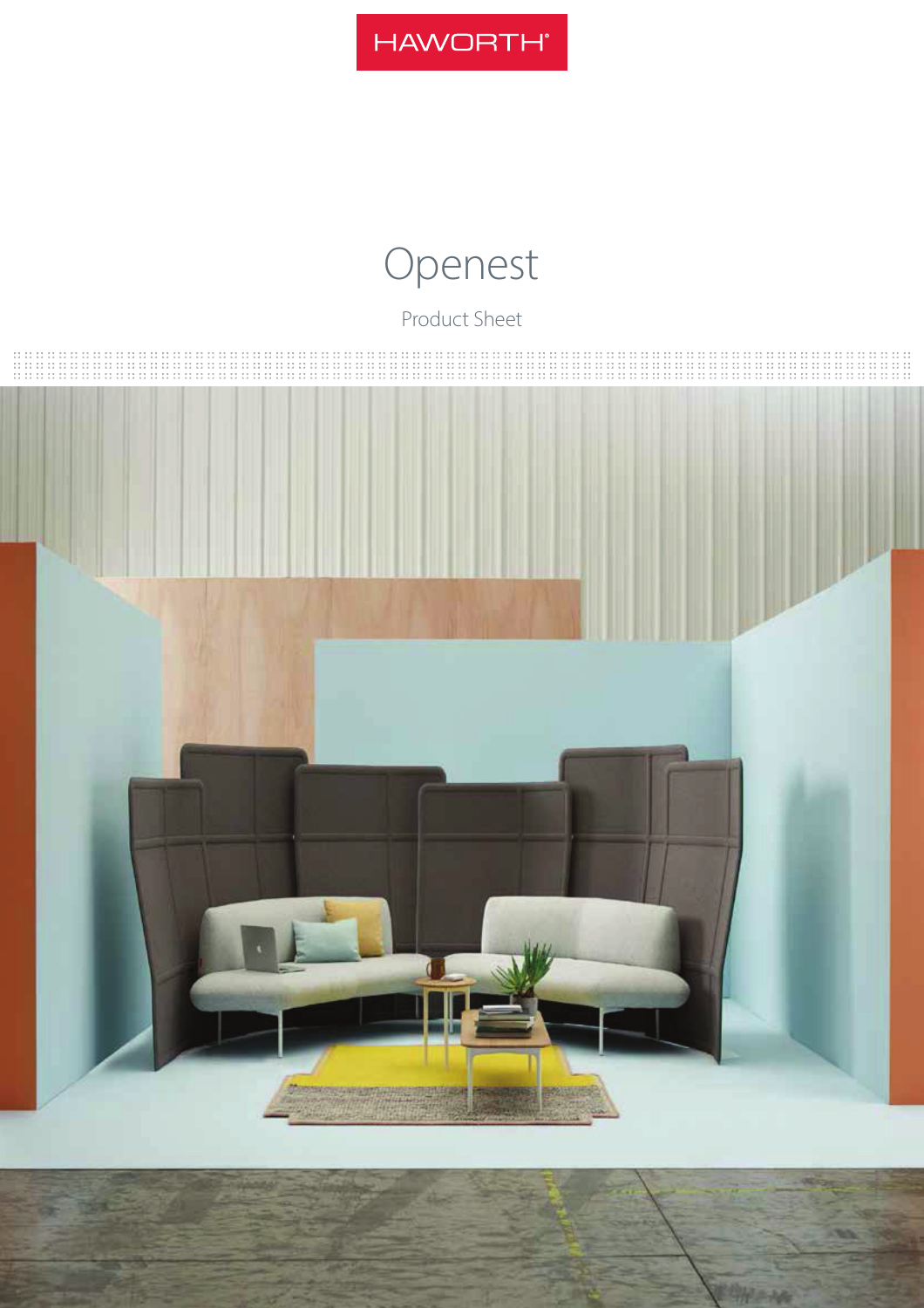HAWORTH®

# Openest

Product Sheet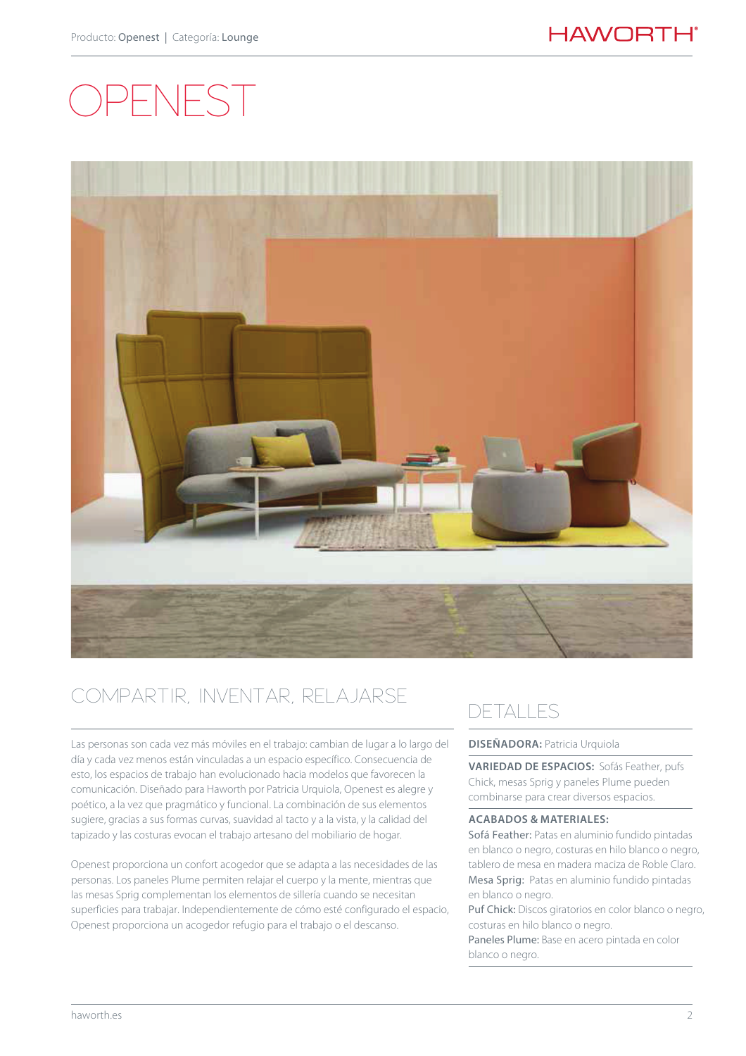# OPENEST

## COMPARTIR, INVENTAR, RELAJARSE

Las personas son cada vez más móviles en el trabajo: cambian de lugar a lo largo del día y cada vez menos están vinculadas a un espacio específico. Consecuencia de esto, los espacios de trabajo han evolucionado hacia modelos que favorecen la comunicación. Diseñado para Haworth por Patricia Urquiola, Openest es alegre y poético, a la vez que pragmático y funcional. La combinación de sus elementos sugiere, gracias a sus formas curvas, suavidad al tacto y a la vista, y la calidad del tapizado y las costuras evocan el trabajo artesano del mobiliario de hogar.

Openest proporciona un confort acogedor que se adapta a las necesidades de las personas. Los paneles Plume permiten relajar el cuerpo y la mente, mientras que las mesas Sprig complementan los elementos de sillería cuando se necesitan superficies para trabajar. Independientemente de cómo esté configurado el espacio, Openest proporciona un acogedor refugio para el trabajo o el descanso.

## DETALLES

**DISEÑADORA:** Patricia Urquiola

**VARIEDAD DE ESPACIOS:** Sofás Feather, pufs Chick, mesas Sprig y paneles Plume pueden combinarse para crear diversos espacios.

**ACABADOS & MATERIALES:**

Sofá Feather: Patas en aluminio fundido pintadas en blanco o negro, costuras en hilo blanco o negro, tablero de mesa en madera maciza de Roble Claro.
Mesa Sprig: Patas en aluminio fundido pintadas en blanco o negro.
Puf Chick: Discos giratorios en color blanco o negro, costuras en hilo blanco o negro.
Paneles Plume: Base en acero pintada en color blanco o negro.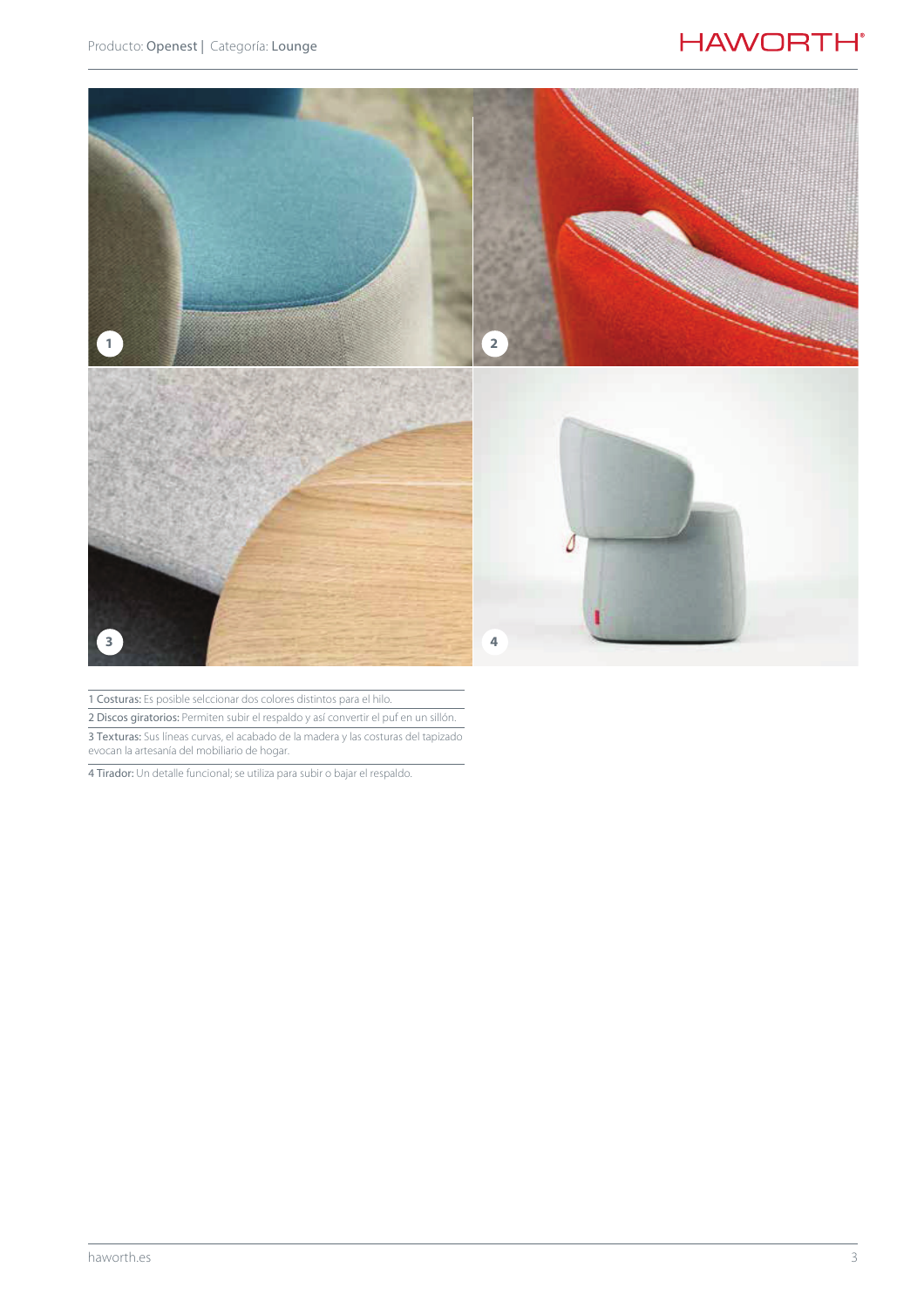**1 Costuras:** Es posible selccionar dos colores distintos para el hilo.

**2 Discos giratorios:** Permiten subir el respaldo y así convertir el puf en un sillón.

**3 Texturas:** Sus líneas curvas, el acabado de la madera y las costuras del tapizado evocan la artesanía del mobiliario de hogar.

**4 Tirador:** Un detalle funcional; se utiliza para subir o bajar el respaldo.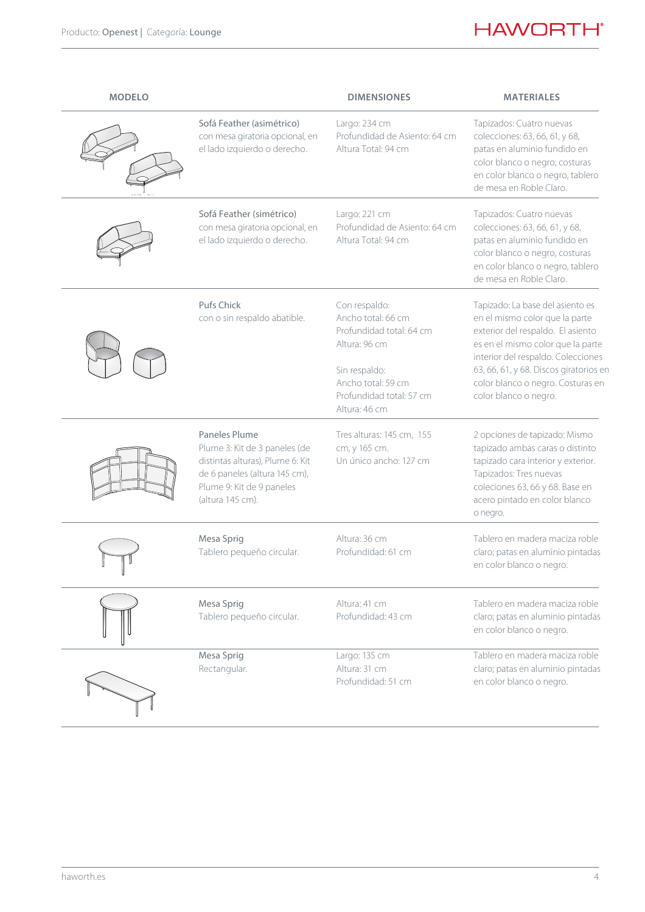| MODELO | | DIMENSIONES | MATERIALES |
|---|---|---|---|
| | Sofá Feather (asimétrico) con mesa giratoria opcional, en el lado izquierdo o derecho. | Largo: 234 cm Profundidad de Asiento: 64 cm Altura Total: 94 cm | Tapizados: Cuatro nuevas colecciones: 63, 66, 61, y 68, patas en aluminio fundido en color blanco o negro, costuras en color blanco o negro, tablero de mesa en Roble Claro. |
| | Sofá Feather (simétrico) con mesa giratoria opcional, en el lado izquierdo o derecho. | Largo: 221 cm Profundidad de Asiento: 64 cm Altura Total: 94 cm | Tapizados: Cuatro nuevas colecciones: 63, 66, 61, y 68, patas en aluminio fundido en color blanco o negro, costuras en color blanco o negro, tablero de mesa en Roble Claro. |
| | Pufs Chick con o sin respaldo abatible. | Con respaldo: Ancho total: 66 cm Profundidad total: 64 cm Altura: 96 cm<br><br>Sin respaldo: Ancho total: 59 cm Profundidad total: 57 cm Altura: 46 cm | Tapizado: La base del asiento es en el mismo color que la parte exterior del respaldo. El asiento es en el mismo color que la parte interior del respaldo. Colecciones 63, 66, 61, y 68. Discos giratorios en color blanco o negro. Costuras en color blanco o negro. |
| | Paneles Plume Plume 3: Kit de 3 paneles (de distintas alturas), Plume 6: Kit de 6 paneles (altura 145 cm), Plume 9: Kit de 9 paneles (altura 145 cm). | Tres alturas: 145 cm, 155 cm, y 165 cm. Un único ancho: 127 cm | 2 opciones de tapizado: Mismo tapizado ambas caras o distinto tapizado cara interior y exterior. Tapizados: Tres nuevas coleciones 63, 66 y 68. Base en acero pintado en color blanco o negro. |
| | Mesa Sprig Tablero pequeño circular. | Altura: 36 cm Profundidad: 61 cm | Tablero en madera maciza roble claro; patas en aluminio pintadas en color blanco o negro. |
| | Mesa Sprig Tablero pequeño circular. | Altura: 41 cm Profundidad: 43 cm | Tablero en madera maciza roble claro; patas en aluminio pintadas en color blanco o negro. |
| | Mesa Sprig Rectangular. | Largo: 135 cm Altura: 31 cm Profundidad: 51 cm | Tablero en madera maciza roble claro; patas en aluminio pintadas en color blanco o negro. |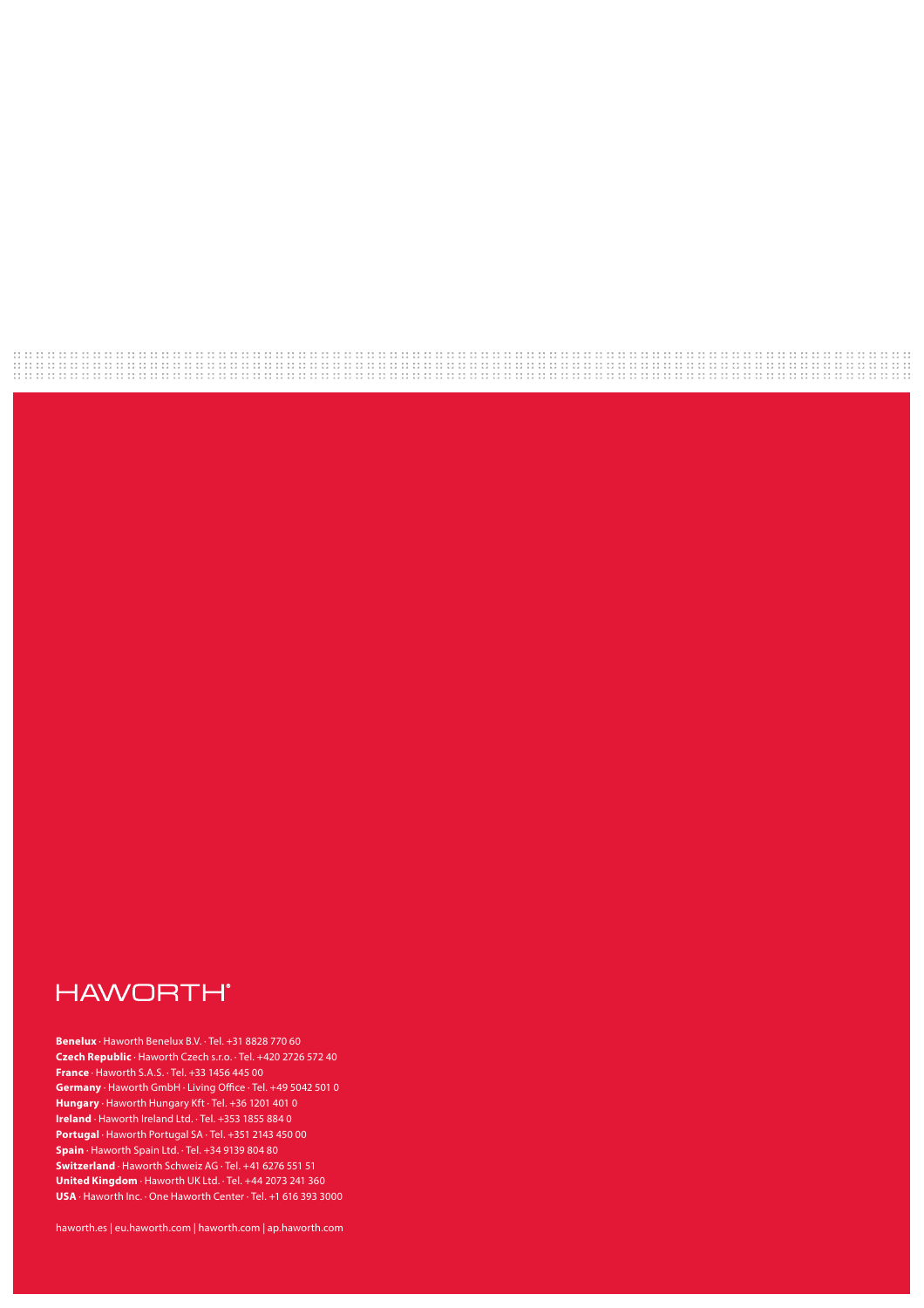HAWORTH®

**Benelux** · Haworth Benelux B.V. · Tel. +31 8828 770 60
**Czech Republic** · Haworth Czech s.r.o. · Tel. +420 2726 572 40
**France** · Haworth S.A.S. · Tel. +33 1456 445 00
**Germany** · Haworth GmbH · Living Office · Tel. +49 5042 501 0
**Hungary** · Haworth Hungary Kft · Tel. +36 1201 401 0
**Ireland** · Haworth Ireland Ltd. · Tel. +353 1855 884 0
**Portugal** · Haworth Portugal SA · Tel. +351 2143 450 00
**Spain** · Haworth Spain Ltd. · Tel. +34 9139 804 80
**Switzerland** · Haworth Schweiz AG · Tel. +41 6276 551 51
**United Kingdom** · Haworth UK Ltd. · Tel. +44 2073 241 360
**USA** · Haworth Inc. · One Haworth Center · Tel. +1 616 393 3000

haworth.es | eu.haworth.com | haworth.com | ap.haworth.com